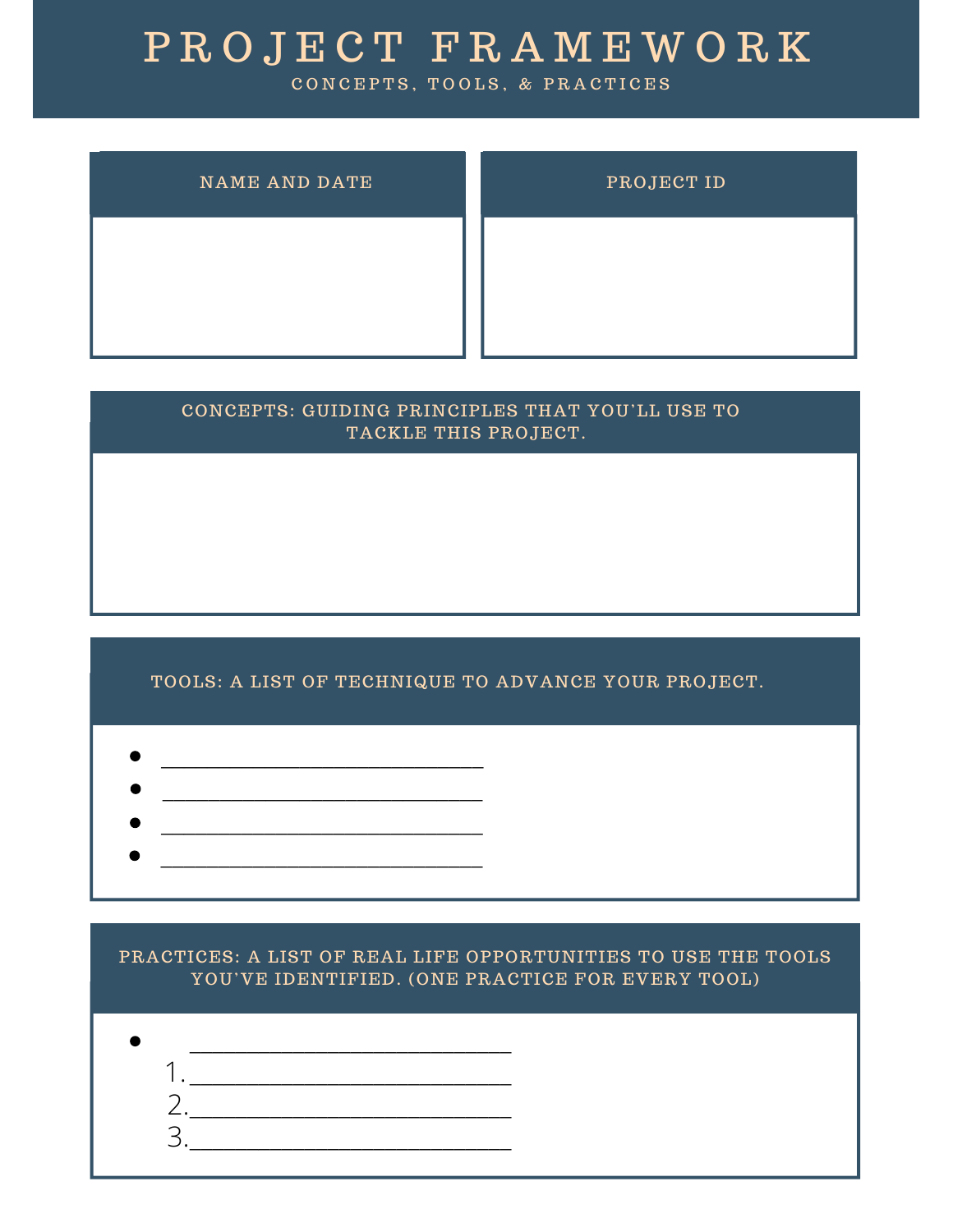# PROJECT FRAMEWORK

CONCEPTS, TOOLS, & PRACTICES

## NAME AND DATE

## PROJECT ID

## CONCEPTS: GUIDING PRINCIPLES THAT YOU'LL USE TO TACKLE THIS PROJECT.

## TOOLS: A LIST OF TECHNIQUE TO ADVANCE YOUR PROJECT.

- ______________________________
- ______________________________
- ______________________________
- ______________________________

## PRACTICES: A LIST OF REAL LIFE OPPORTUNITIES TO USE THE TOOLS YOU'VE IDENTIFIED. (ONE PRACTICE FOR EVERY TOOL)

- ______________________________
    1. ______________________________
    2. ______________________________
    3. ______________________________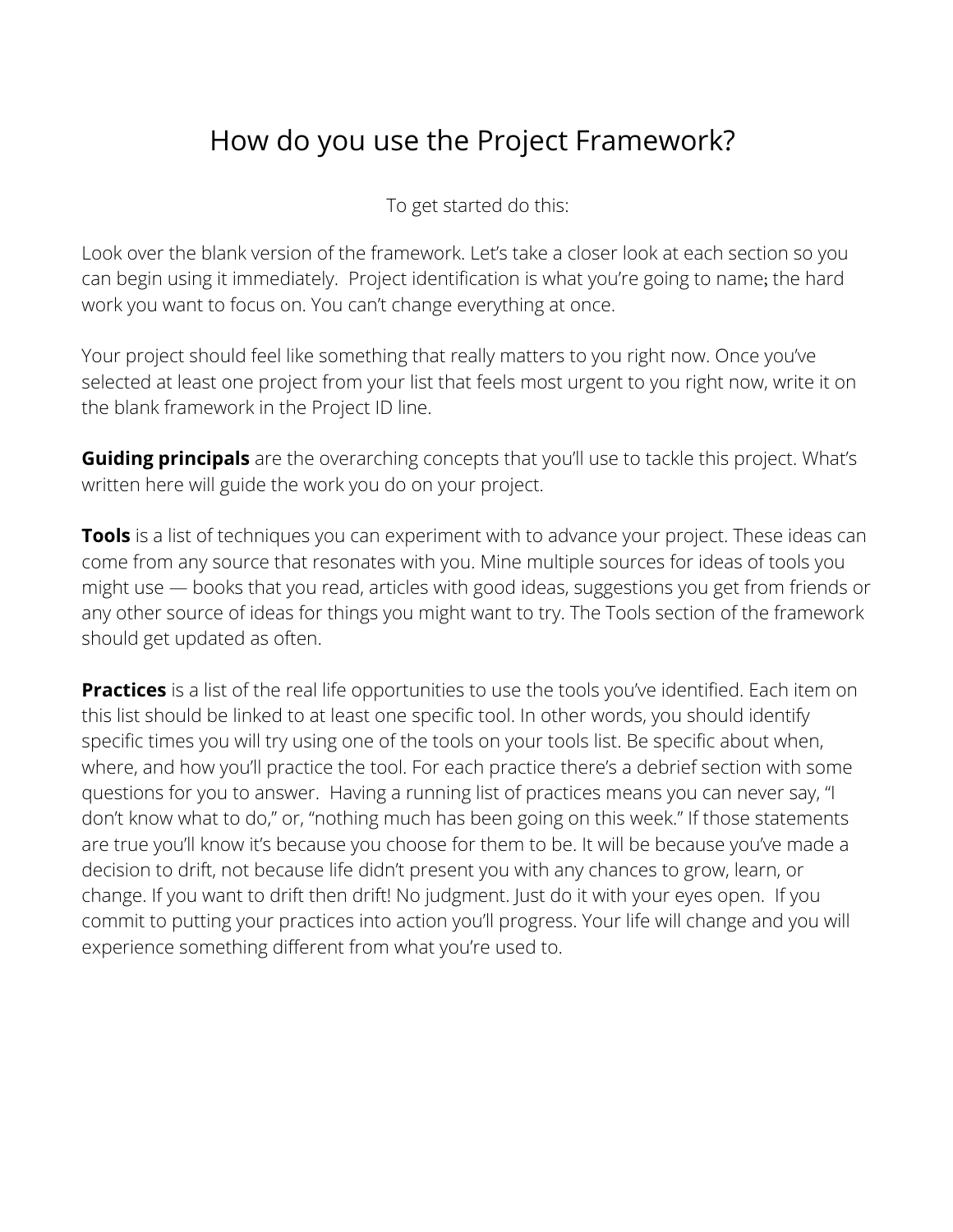# How do you use the Project Framework?

To get started do this:

Look over the blank version of the framework. Let's take a closer look at each section so you can begin using it immediately.  Project identification is what you're going to name; the hard work you want to focus on. You can't change everything at once.

Your project should feel like something that really matters to you right now. Once you've selected at least one project from your list that feels most urgent to you right now, write it on the blank framework in the Project ID line.

**Guiding principals** are the overarching concepts that you'll use to tackle this project. What's written here will guide the work you do on your project.

**Tools** is a list of techniques you can experiment with to advance your project. These ideas can come from any source that resonates with you. Mine multiple sources for ideas of tools you might use — books that you read, articles with good ideas, suggestions you get from friends or any other source of ideas for things you might want to try. The Tools section of the framework should get updated as often.

**Practices** is a list of the real life opportunities to use the tools you've identified. Each item on this list should be linked to at least one specific tool. In other words, you should identify specific times you will try using one of the tools on your tools list. Be specific about when, where, and how you'll practice the tool. For each practice there's a debrief section with some questions for you to answer.  Having a running list of practices means you can never say, "I don't know what to do," or, "nothing much has been going on this week." If those statements are true you'll know it's because you choose for them to be. It will be because you've made a decision to drift, not because life didn't present you with any chances to grow, learn, or change. If you want to drift then drift! No judgment. Just do it with your eyes open.  If you commit to putting your practices into action you'll progress. Your life will change and you will experience something different from what you're used to.